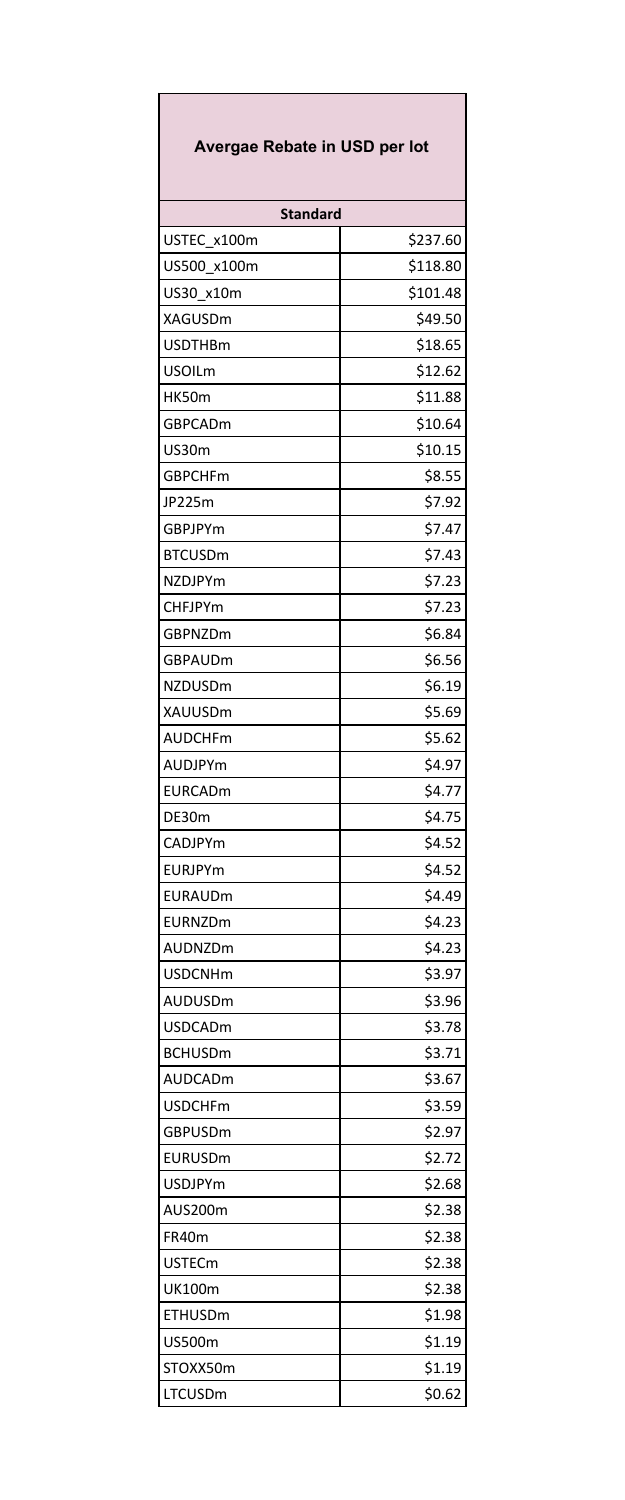# Avergae Rebate in USD per lot

| Standard | |
|---|---|
| USTEC_x100m | $237.60 |
| US500_x100m | $118.80 |
| US30_x10m | $101.48 |
| XAGUSDm | $49.50 |
| USDTHBm | $18.65 |
| USOILm | $12.62 |
| HK50m | $11.88 |
| GBPCADm | $10.64 |
| US30m | $10.15 |
| GBPCHFm | $8.55 |
| JP225m | $7.92 |
| GBPJPYm | $7.47 |
| BTCUSDm | $7.43 |
| NZDJPYm | $7.23 |
| CHFJPYm | $7.23 |
| GBPNZDm | $6.84 |
| GBPAUDm | $6.56 |
| NZDUSDm | $6.19 |
| XAUUSDm | $5.69 |
| AUDCHFm | $5.62 |
| AUDJPYm | $4.97 |
| EURCADm | $4.77 |
| DE30m | $4.75 |
| CADJPYm | $4.52 |
| EURJPYm | $4.52 |
| EURAUDm | $4.49 |
| EURNZDm | $4.23 |
| AUDNZDm | $4.23 |
| USDCNHm | $3.97 |
| AUDUSDm | $3.96 |
| USDCADm | $3.78 |
| BCHUSDm | $3.71 |
| AUDCADm | $3.67 |
| USDCHFm | $3.59 |
| GBPUSDm | $2.97 |
| EURUSDm | $2.72 |
| USDJPYm | $2.68 |
| AUS200m | $2.38 |
| FR40m | $2.38 |
| USTECm | $2.38 |
| UK100m | $2.38 |
| ETHUSDm | $1.98 |
| US500m | $1.19 |
| STOXX50m | $1.19 |
| LTCUSDm | $0.62 |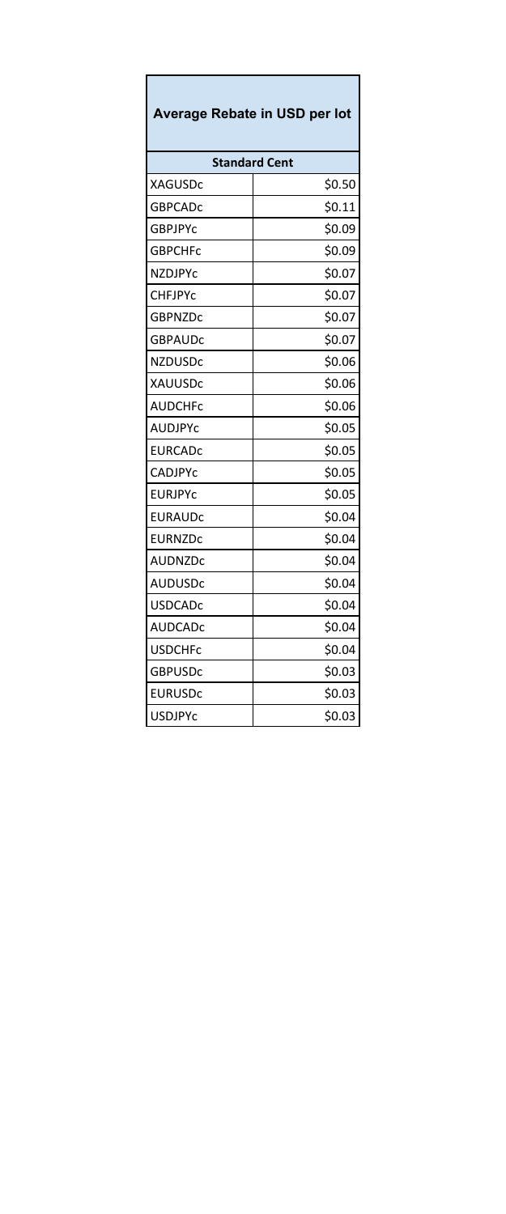| Average Rebate in USD per lot | |
|---|---|
| **Standard Cent** | |
| XAGUSDc | $0.50 |
| GBPCADc | $0.11 |
| GBPJPYc | $0.09 |
| GBPCHFc | $0.09 |
| NZDJPYc | $0.07 |
| CHFJPYc | $0.07 |
| GBPNZDc | $0.07 |
| GBPAUDc | $0.07 |
| NZDUSDc | $0.06 |
| XAUUSDc | $0.06 |
| AUDCHFc | $0.06 |
| AUDJPYc | $0.05 |
| EURCADc | $0.05 |
| CADJPYc | $0.05 |
| EURJPYc | $0.05 |
| EURAUDc | $0.04 |
| EURNZDc | $0.04 |
| AUDNZDc | $0.04 |
| AUDUSDc | $0.04 |
| USDCADc | $0.04 |
| AUDCADc | $0.04 |
| USDCHFc | $0.04 |
| GBPUSDc | $0.03 |
| EURUSDc | $0.03 |
| USDJPYc | $0.03 |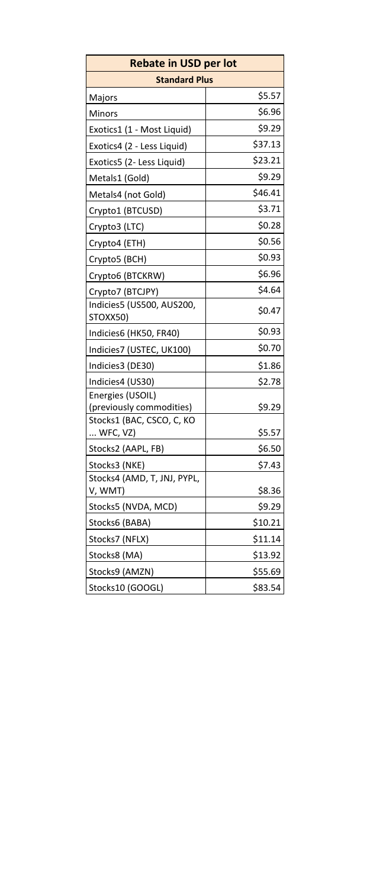| Rebate in USD per lot | |
|---|---|
| **Standard Plus** | |
| Majors | $5.57 |
| Minors | $6.96 |
| Exotics1 (1 - Most Liquid) | $9.29 |
| Exotics4 (2 - Less Liquid) | $37.13 |
| Exotics5 (2- Less Liquid) | $23.21 |
| Metals1 (Gold) | $9.29 |
| Metals4 (not Gold) | $46.41 |
| Crypto1 (BTCUSD) | $3.71 |
| Crypto3 (LTC) | $0.28 |
| Crypto4 (ETH) | $0.56 |
| Crypto5 (BCH) | $0.93 |
| Crypto6 (BTCKRW) | $6.96 |
| Crypto7 (BTCJPY) | $4.64 |
| Indicies5 (US500, AUS200, STOXX50) | $0.47 |
| Indicies6 (HK50, FR40) | $0.93 |
| Indicies7 (USTEC, UK100) | $0.70 |
| Indicies3 (DE30) | $1.86 |
| Indicies4 (US30) | $2.78 |
| Energies (USOIL) (previously commodities) | $9.29 |
| Stocks1 (BAC, CSCO, C, KO ... WFC, VZ) | $5.57 |
| Stocks2 (AAPL, FB) | $6.50 |
| Stocks3 (NKE) | $7.43 |
| Stocks4 (AMD, T, JNJ, PYPL, V, WMT) | $8.36 |
| Stocks5 (NVDA, MCD) | $9.29 |
| Stocks6 (BABA) | $10.21 |
| Stocks7 (NFLX) | $11.14 |
| Stocks8 (MA) | $13.92 |
| Stocks9 (AMZN) | $55.69 |
| Stocks10 (GOOGL) | $83.54 |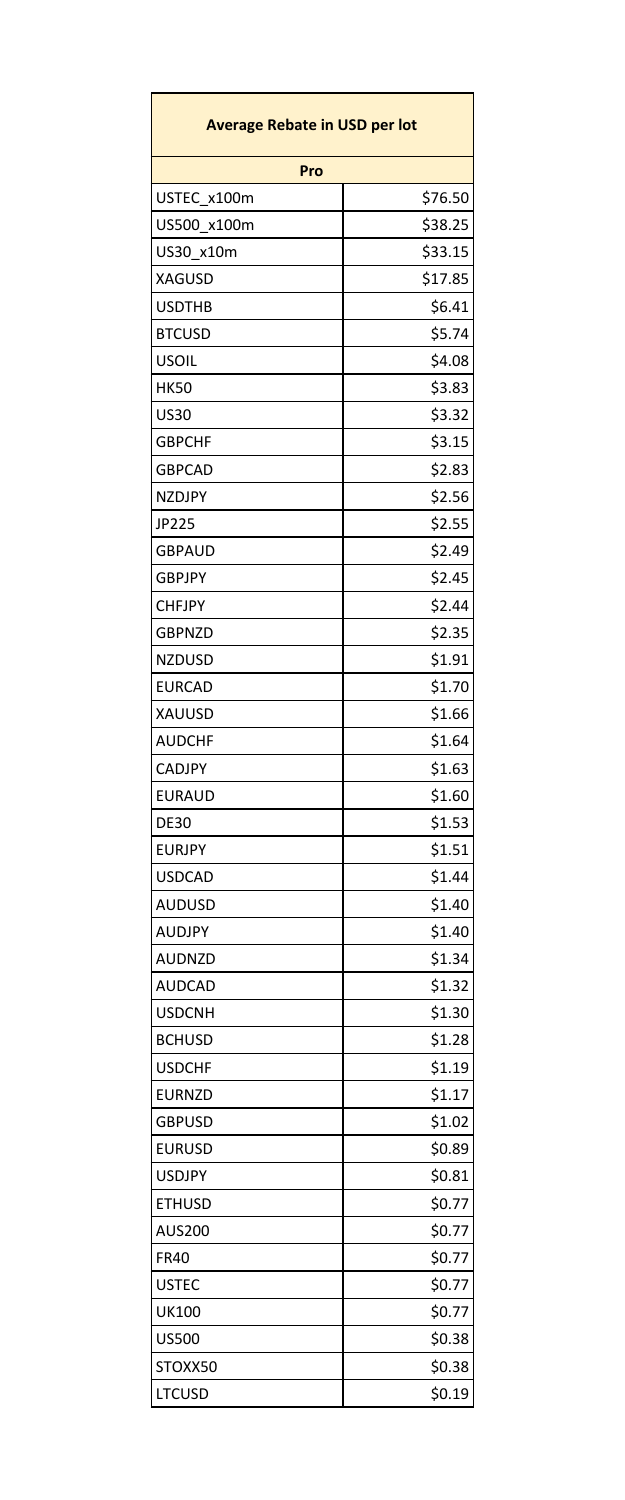| Average Rebate in USD per lot | |
|---|---|
| **Pro** | |
| USTEC_x100m | $76.50 |
| US500_x100m | $38.25 |
| US30_x10m | $33.15 |
| XAGUSD | $17.85 |
| USDTHB | $6.41 |
| BTCUSD | $5.74 |
| USOIL | $4.08 |
| HK50 | $3.83 |
| US30 | $3.32 |
| GBPCHF | $3.15 |
| GBPCAD | $2.83 |
| NZDJPY | $2.56 |
| JP225 | $2.55 |
| GBPAUD | $2.49 |
| GBPJPY | $2.45 |
| CHFJPY | $2.44 |
| GBPNZD | $2.35 |
| NZDUSD | $1.91 |
| EURCAD | $1.70 |
| XAUUSD | $1.66 |
| AUDCHF | $1.64 |
| CADJPY | $1.63 |
| EURAUD | $1.60 |
| DE30 | $1.53 |
| EURJPY | $1.51 |
| USDCAD | $1.44 |
| AUDUSD | $1.40 |
| AUDJPY | $1.40 |
| AUDNZD | $1.34 |
| AUDCAD | $1.32 |
| USDCNH | $1.30 |
| BCHUSD | $1.28 |
| USDCHF | $1.19 |
| EURNZD | $1.17 |
| GBPUSD | $1.02 |
| EURUSD | $0.89 |
| USDJPY | $0.81 |
| ETHUSD | $0.77 |
| AUS200 | $0.77 |
| FR40 | $0.77 |
| USTEC | $0.77 |
| UK100 | $0.77 |
| US500 | $0.38 |
| STOXX50 | $0.38 |
| LTCUSD | $0.19 |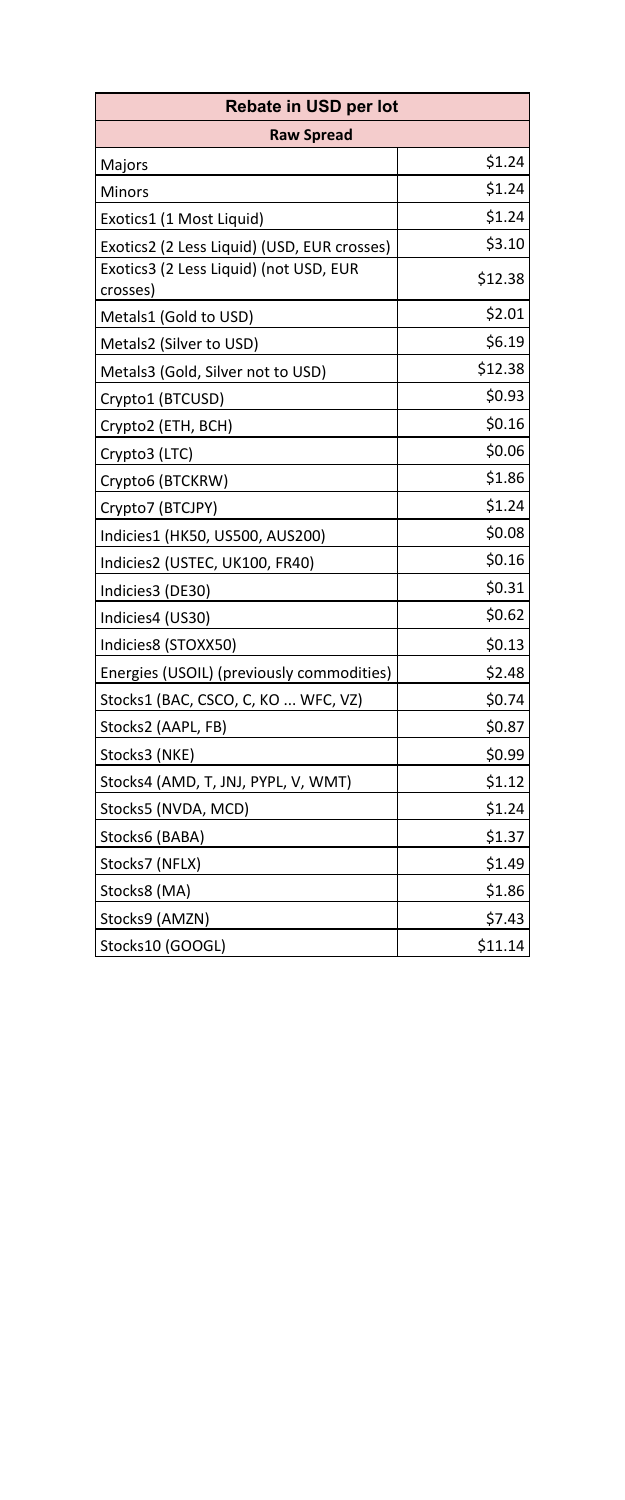| Rebate in USD per lot | |
|---|---|
| **Raw Spread** | |
| Majors | \$1.24 |
| Minors | \$1.24 |
| Exotics1 (1 Most Liquid) | \$1.24 |
| Exotics2 (2 Less Liquid) (USD, EUR crosses) | \$3.10 |
| Exotics3 (2 Less Liquid) (not USD, EUR crosses) | \$12.38 |
| Metals1 (Gold to USD) | \$2.01 |
| Metals2 (Silver to USD) | \$6.19 |
| Metals3 (Gold, Silver not to USD) | \$12.38 |
| Crypto1 (BTCUSD) | \$0.93 |
| Crypto2 (ETH, BCH) | \$0.16 |
| Crypto3 (LTC) | \$0.06 |
| Crypto6 (BTCKRW) | \$1.86 |
| Crypto7 (BTCJPY) | \$1.24 |
| Indicies1 (HK50, US500, AUS200) | \$0.08 |
| Indicies2 (USTEC, UK100, FR40) | \$0.16 |
| Indicies3 (DE30) | \$0.31 |
| Indicies4 (US30) | \$0.62 |
| Indicies8 (STOXX50) | \$0.13 |
| Energies (USOIL) (previously commodities) | \$2.48 |
| Stocks1 (BAC, CSCO, C, KO ... WFC, VZ) | \$0.74 |
| Stocks2 (AAPL, FB) | \$0.87 |
| Stocks3 (NKE) | \$0.99 |
| Stocks4 (AMD, T, JNJ, PYPL, V, WMT) | \$1.12 |
| Stocks5 (NVDA, MCD) | \$1.24 |
| Stocks6 (BABA) | \$1.37 |
| Stocks7 (NFLX) | \$1.49 |
| Stocks8 (MA) | \$1.86 |
| Stocks9 (AMZN) | \$7.43 |
| Stocks10 (GOOGL) | \$11.14 |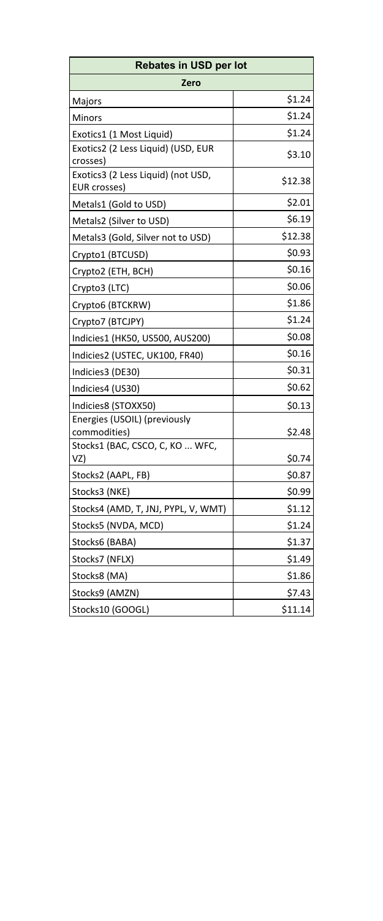| Rebates in USD per lot | |
|---|---|
| **Zero** | |
| Majors | $1.24 |
| Minors | $1.24 |
| Exotics1 (1 Most Liquid) | $1.24 |
| Exotics2 (2 Less Liquid) (USD, EUR crosses) | $3.10 |
| Exotics3 (2 Less Liquid) (not USD, EUR crosses) | $12.38 |
| Metals1 (Gold to USD) | $2.01 |
| Metals2 (Silver to USD) | $6.19 |
| Metals3 (Gold, Silver not to USD) | $12.38 |
| Crypto1 (BTCUSD) | $0.93 |
| Crypto2 (ETH, BCH) | $0.16 |
| Crypto3 (LTC) | $0.06 |
| Crypto6 (BTCKRW) | $1.86 |
| Crypto7 (BTCJPY) | $1.24 |
| Indicies1 (HK50, US500, AUS200) | $0.08 |
| Indicies2 (USTEC, UK100, FR40) | $0.16 |
| Indicies3 (DE30) | $0.31 |
| Indicies4 (US30) | $0.62 |
| Indicies8 (STOXX50) | $0.13 |
| Energies (USOIL) (previously commodities) | $2.48 |
| Stocks1 (BAC, CSCO, C, KO ... WFC, VZ) | $0.74 |
| Stocks2 (AAPL, FB) | $0.87 |
| Stocks3 (NKE) | $0.99 |
| Stocks4 (AMD, T, JNJ, PYPL, V, WMT) | $1.12 |
| Stocks5 (NVDA, MCD) | $1.24 |
| Stocks6 (BABA) | $1.37 |
| Stocks7 (NFLX) | $1.49 |
| Stocks8 (MA) | $1.86 |
| Stocks9 (AMZN) | $7.43 |
| Stocks10 (GOOGL) | $11.14 |